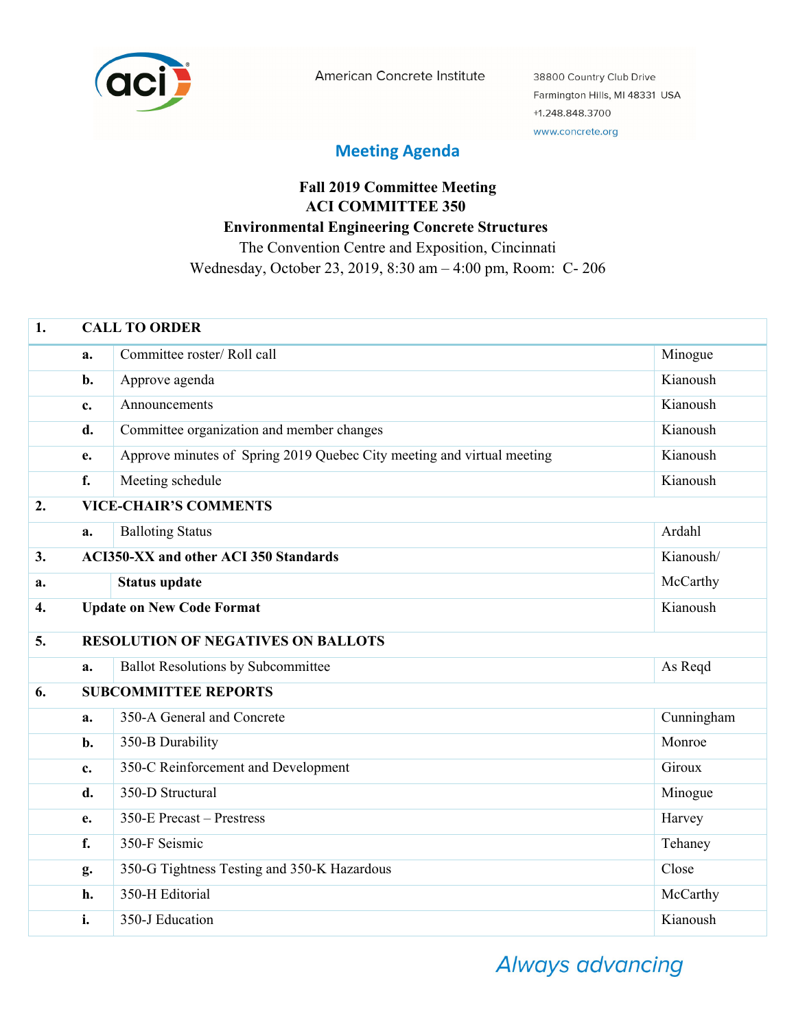American Concrete Institute

38800 Country Club Drive
Farmington Hills, MI 48331 USA
+1.248.848.3700
www.concrete.org

## Meeting Agenda

**Fall 2019 Committee Meeting**
**ACI COMMITTEE 350**
**Environmental Engineering Concrete Structures**
The Convention Centre and Exposition, Cincinnati
Wednesday, October 23, 2019, 8:30 am – 4:00 pm, Room: C- 206

| | | | |
|---|---|---|---|
| **1.** | **CALL TO ORDER** | | |
| | **a.** | Committee roster/ Roll call | Minogue |
| | **b.** | Approve agenda | Kianoush |
| | **c.** | Announcements | Kianoush |
| | **d.** | Committee organization and member changes | Kianoush |
| | **e.** | Approve minutes of Spring 2019 Quebec City meeting and virtual meeting | Kianoush |
| | **f.** | Meeting schedule | Kianoush |
| **2.** | **VICE-CHAIR'S COMMENTS** | | |
| | **a.** | Balloting Status | Ardahl |
| **3.** | **ACI350-XX and other ACI 350 Standards** | | Kianoush/ McCarthy |
| **a.** | | **Status update** | |
| **4.** | **Update on New Code Format** | | Kianoush |
| **5.** | **RESOLUTION OF NEGATIVES ON BALLOTS** | | |
| | **a.** | Ballot Resolutions by Subcommittee | As Reqd |
| **6.** | **SUBCOMMITTEE REPORTS** | | |
| | **a.** | 350-A General and Concrete | Cunningham |
| | **b.** | 350-B Durability | Monroe |
| | **c.** | 350-C Reinforcement and Development | Giroux |
| | **d.** | 350-D Structural | Minogue |
| | **e.** | 350-E Precast – Prestress | Harvey |
| | **f.** | 350-F Seismic | Tehaney |
| | **g.** | 350-G Tightness Testing and 350-K Hazardous | Close |
| | **h.** | 350-H Editorial | McCarthy |
| | **i.** | 350-J Education | Kianoush |

*Always advancing*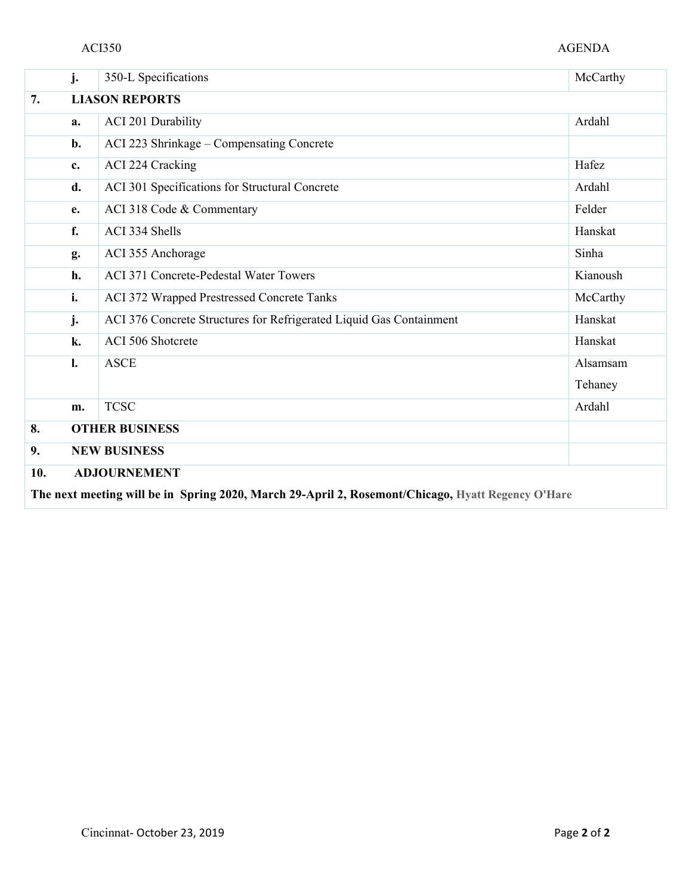| | | | |
|---|---|---|---|
| | **j.** | 350-L Specifications | McCarthy |
| **7.** | **LIASON REPORTS** | | |
| | **a.** | ACI 201 Durability | Ardahl |
| | **b.** | ACI 223 Shrinkage – Compensating Concrete | |
| | **c.** | ACI 224 Cracking | Hafez |
| | **d.** | ACI 301 Specifications for Structural Concrete | Ardahl |
| | **e.** | ACI 318 Code & Commentary | Felder |
| | **f.** | ACI 334 Shells | Hanskat |
| | **g.** | ACI 355 Anchorage | Sinha |
| | **h.** | ACI 371 Concrete-Pedestal Water Towers | Kianoush |
| | **i.** | ACI 372 Wrapped Prestressed Concrete Tanks | McCarthy |
| | **j.** | ACI 376 Concrete Structures for Refrigerated Liquid Gas Containment | Hanskat |
| | **k.** | ACI 506 Shotcrete | Hanskat |
| | **l.** | ASCE | Alsamsam<br>Tehaney |
| | **m.** | TCSC | Ardahl |
| **8.** | **OTHER BUSINESS** | | |
| **9.** | **NEW BUSINESS** | | |
| **10.** | **ADJOURNEMENT** | | |

**The next meeting will be in Spring 2020, March 29-April 2, Rosemont/Chicago, Hyatt Regency O'Hare**